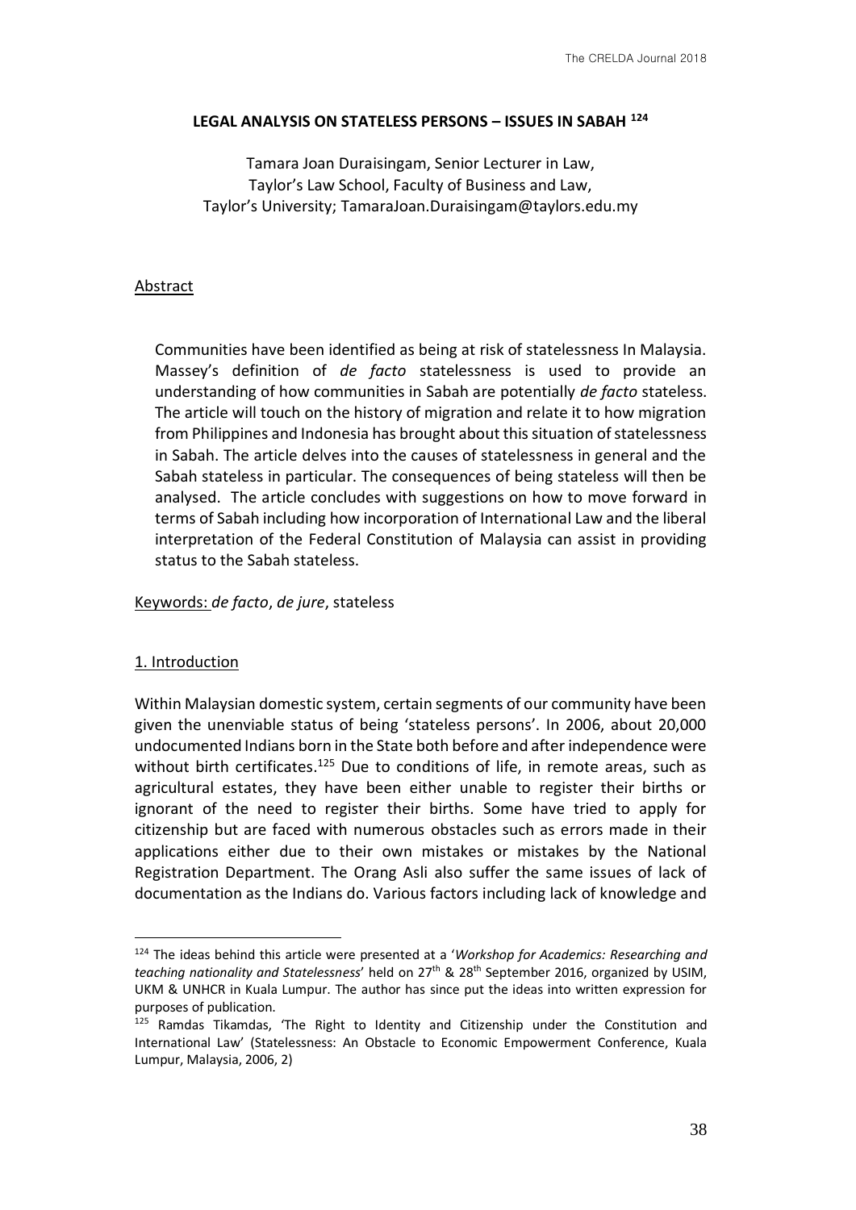# LEGAL ANALYSIS ON STATELESS PERSONS – ISSUES IN SABAH [124]

Tamara Joan Duraisingam, Senior Lecturer in Law,
Taylor's Law School, Faculty of Business and Law,
Taylor's University; TamaraJoan.Duraisingam@taylors.edu.my

## Abstract

Communities have been identified as being at risk of statelessness In Malaysia. Massey's definition of *de facto* statelessness is used to provide an understanding of how communities in Sabah are potentially *de facto* stateless. The article will touch on the history of migration and relate it to how migration from Philippines and Indonesia has brought about this situation of statelessness in Sabah. The article delves into the causes of statelessness in general and the Sabah stateless in particular. The consequences of being stateless will then be analysed. The article concludes with suggestions on how to move forward in terms of Sabah including how incorporation of International Law and the liberal interpretation of the Federal Constitution of Malaysia can assist in providing status to the Sabah stateless.

Keywords: *de facto*, *de jure*, stateless

## 1. Introduction

Within Malaysian domestic system, certain segments of our community have been given the unenviable status of being 'stateless persons'. In 2006, about 20,000 undocumented Indians born in the State both before and after independence were without birth certificates.[125] Due to conditions of life, in remote areas, such as agricultural estates, they have been either unable to register their births or ignorant of the need to register their births. Some have tried to apply for citizenship but are faced with numerous obstacles such as errors made in their applications either due to their own mistakes or mistakes by the National Registration Department. The Orang Asli also suffer the same issues of lack of documentation as the Indians do. Various factors including lack of knowledge and

---

[124] The ideas behind this article were presented at a '*Workshop for Academics: Researching and teaching nationality and Statelessness*' held on 27th & 28th September 2016, organized by USIM, UKM & UNHCR in Kuala Lumpur. The author has since put the ideas into written expression for purposes of publication.

[125] Ramdas Tikamdas, 'The Right to Identity and Citizenship under the Constitution and International Law' (Statelessness: An Obstacle to Economic Empowerment Conference, Kuala Lumpur, Malaysia, 2006, 2)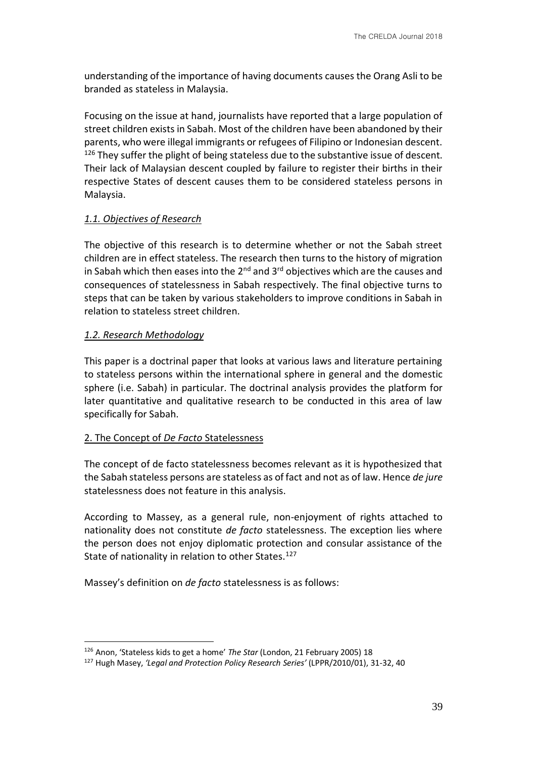understanding of the importance of having documents causes the Orang Asli to be branded as stateless in Malaysia.

Focusing on the issue at hand, journalists have reported that a large population of street children exists in Sabah. Most of the children have been abandoned by their parents, who were illegal immigrants or refugees of Filipino or Indonesian descent.[126] They suffer the plight of being stateless due to the substantive issue of descent. Their lack of Malaysian descent coupled by failure to register their births in their respective States of descent causes them to be considered stateless persons in Malaysia.

### *1.1. Objectives of Research*

The objective of this research is to determine whether or not the Sabah street children are in effect stateless. The research then turns to the history of migration in Sabah which then eases into the 2nd and 3rd objectives which are the causes and consequences of statelessness in Sabah respectively. The final objective turns to steps that can be taken by various stakeholders to improve conditions in Sabah in relation to stateless street children.

### *1.2. Research Methodology*

This paper is a doctrinal paper that looks at various laws and literature pertaining to stateless persons within the international sphere in general and the domestic sphere (i.e. Sabah) in particular. The doctrinal analysis provides the platform for later quantitative and qualitative research to be conducted in this area of law specifically for Sabah.

## 2. The Concept of *De Facto* Statelessness

The concept of de facto statelessness becomes relevant as it is hypothesized that the Sabah stateless persons are stateless as of fact and not as of law. Hence *de jure* statelessness does not feature in this analysis.

According to Massey, as a general rule, non-enjoyment of rights attached to nationality does not constitute *de facto* statelessness. The exception lies where the person does not enjoy diplomatic protection and consular assistance of the State of nationality in relation to other States.[127]

Massey's definition on *de facto* statelessness is as follows:

---

[126] Anon, 'Stateless kids to get a home' *The Star* (London, 21 February 2005) 18

[127] Hugh Masey, *'Legal and Protection Policy Research Series'* (LPPR/2010/01), 31-32, 40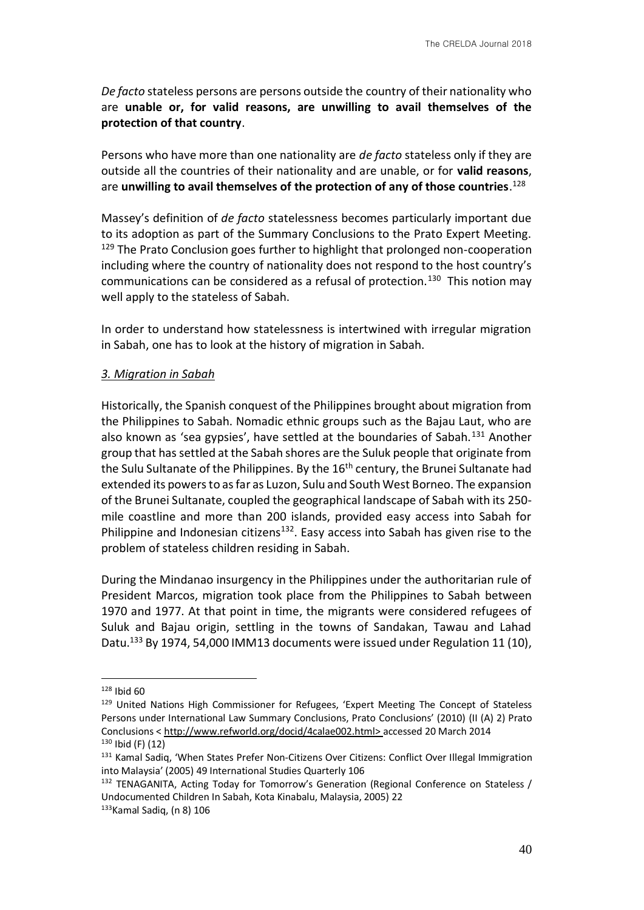*De facto* stateless persons are persons outside the country of their nationality who are **unable or, for valid reasons, are unwilling to avail themselves of the protection of that country**.

Persons who have more than one nationality are *de facto* stateless only if they are outside all the countries of their nationality and are unable, or for **valid reasons**, are **unwilling to avail themselves of the protection of any of those countries**.[128]

Massey's definition of *de facto* statelessness becomes particularly important due to its adoption as part of the Summary Conclusions to the Prato Expert Meeting. [129] The Prato Conclusion goes further to highlight that prolonged non-cooperation including where the country of nationality does not respond to the host country's communications can be considered as a refusal of protection.[130] This notion may well apply to the stateless of Sabah.

In order to understand how statelessness is intertwined with irregular migration in Sabah, one has to look at the history of migration in Sabah.

### *3. Migration in Sabah*

Historically, the Spanish conquest of the Philippines brought about migration from the Philippines to Sabah. Nomadic ethnic groups such as the Bajau Laut, who are also known as 'sea gypsies', have settled at the boundaries of Sabah.[131] Another group that has settled at the Sabah shores are the Suluk people that originate from the Sulu Sultanate of the Philippines. By the 16th century, the Brunei Sultanate had extended its powers to as far as Luzon, Sulu and South West Borneo. The expansion of the Brunei Sultanate, coupled the geographical landscape of Sabah with its 250-mile coastline and more than 200 islands, provided easy access into Sabah for Philippine and Indonesian citizens[132]. Easy access into Sabah has given rise to the problem of stateless children residing in Sabah.

During the Mindanao insurgency in the Philippines under the authoritarian rule of President Marcos, migration took place from the Philippines to Sabah between 1970 and 1977. At that point in time, the migrants were considered refugees of Suluk and Bajau origin, settling in the towns of Sandakan, Tawau and Lahad Datu.[133] By 1974, 54,000 IMM13 documents were issued under Regulation 11 (10),

---

[128] Ibid 60

[129] United Nations High Commissioner for Refugees, 'Expert Meeting The Concept of Stateless Persons under International Law Summary Conclusions, Prato Conclusions' (2010) (II (A) 2) Prato Conclusions < http://www.refworld.org/docid/4calae002.html> accessed 20 March 2014

[130] Ibid (F) (12)

[131] Kamal Sadiq, 'When States Prefer Non-Citizens Over Citizens: Conflict Over Illegal Immigration into Malaysia' (2005) 49 International Studies Quarterly 106

[132] TENAGANITA, Acting Today for Tomorrow's Generation (Regional Conference on Stateless / Undocumented Children In Sabah, Kota Kinabalu, Malaysia, 2005) 22

[133] Kamal Sadiq, (n 8) 106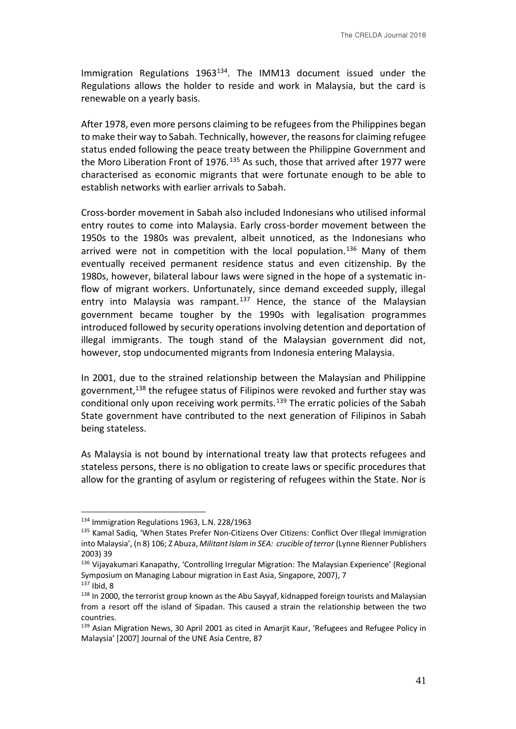Immigration Regulations 1963[134]. The IMM13 document issued under the Regulations allows the holder to reside and work in Malaysia, but the card is renewable on a yearly basis.

After 1978, even more persons claiming to be refugees from the Philippines began to make their way to Sabah. Technically, however, the reasons for claiming refugee status ended following the peace treaty between the Philippine Government and the Moro Liberation Front of 1976.[135] As such, those that arrived after 1977 were characterised as economic migrants that were fortunate enough to be able to establish networks with earlier arrivals to Sabah.

Cross-border movement in Sabah also included Indonesians who utilised informal entry routes to come into Malaysia. Early cross-border movement between the 1950s to the 1980s was prevalent, albeit unnoticed, as the Indonesians who arrived were not in competition with the local population.[136] Many of them eventually received permanent residence status and even citizenship. By the 1980s, however, bilateral labour laws were signed in the hope of a systematic in-flow of migrant workers. Unfortunately, since demand exceeded supply, illegal entry into Malaysia was rampant.[137] Hence, the stance of the Malaysian government became tougher by the 1990s with legalisation programmes introduced followed by security operations involving detention and deportation of illegal immigrants. The tough stand of the Malaysian government did not, however, stop undocumented migrants from Indonesia entering Malaysia.

In 2001, due to the strained relationship between the Malaysian and Philippine government,[138] the refugee status of Filipinos were revoked and further stay was conditional only upon receiving work permits.[139] The erratic policies of the Sabah State government have contributed to the next generation of Filipinos in Sabah being stateless.

As Malaysia is not bound by international treaty law that protects refugees and stateless persons, there is no obligation to create laws or specific procedures that allow for the granting of asylum or registering of refugees within the State. Nor is

---

[134] Immigration Regulations 1963, L.N. 228/1963

[135] Kamal Sadiq, 'When States Prefer Non-Citizens Over Citizens: Conflict Over Illegal Immigration into Malaysia', (n 8) 106; Z Abuza, *Militant Islam in SEA: crucible of terror* (Lynne Rienner Publishers 2003) 39

[136] Vijayakumari Kanapathy, 'Controlling Irregular Migration: The Malaysian Experience' (Regional Symposium on Managing Labour migration in East Asia, Singapore, 2007), 7

[137] Ibid, 8

[138] In 2000, the terrorist group known as the Abu Sayyaf, kidnapped foreign tourists and Malaysian from a resort off the island of Sipadan. This caused a strain the relationship between the two countries.

[139] Asian Migration News, 30 April 2001 as cited in Amarjit Kaur, 'Refugees and Refugee Policy in Malaysia' [2007] Journal of the UNE Asia Centre, 87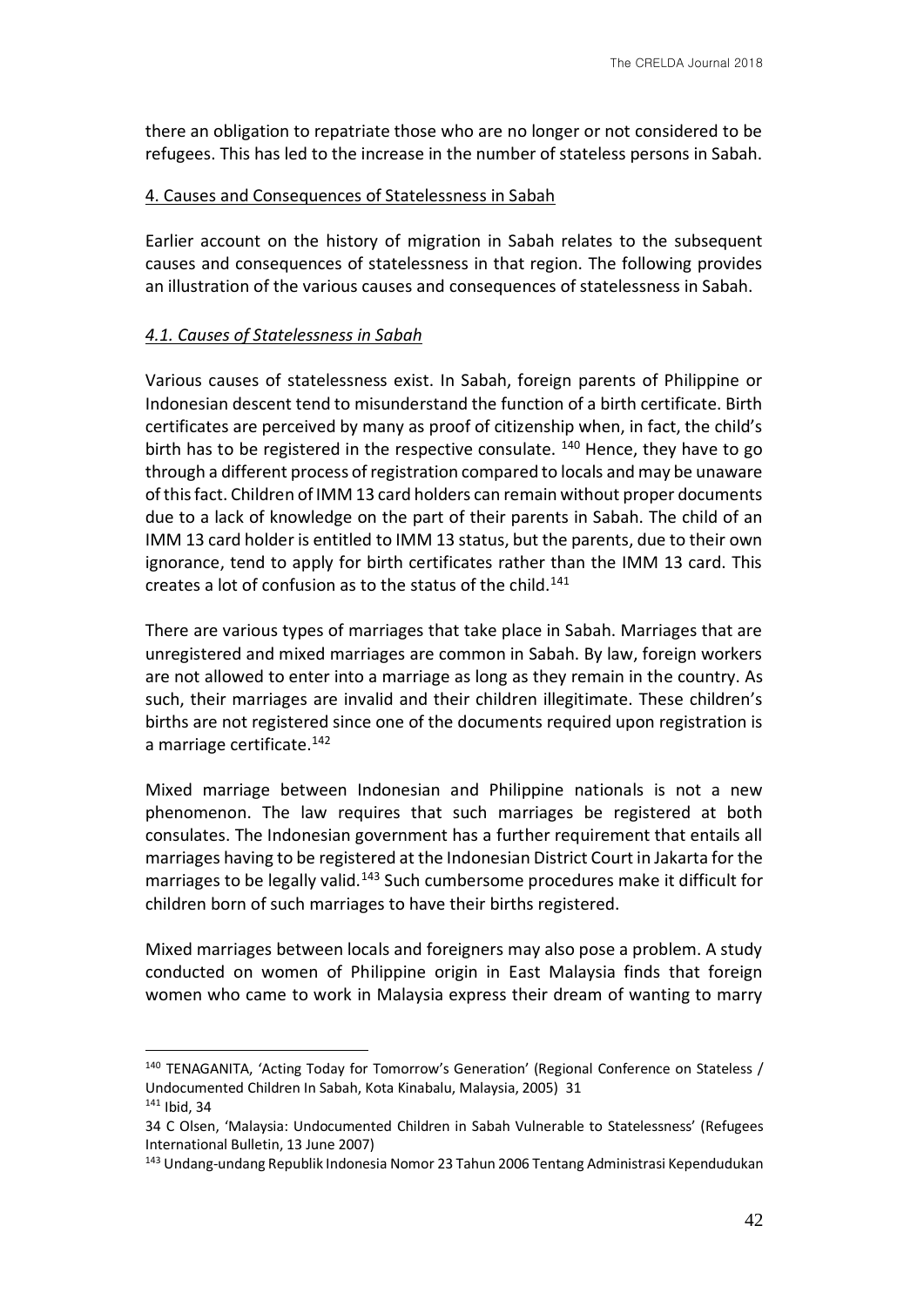there an obligation to repatriate those who are no longer or not considered to be refugees. This has led to the increase in the number of stateless persons in Sabah.

## 4. Causes and Consequences of Statelessness in Sabah

Earlier account on the history of migration in Sabah relates to the subsequent causes and consequences of statelessness in that region. The following provides an illustration of the various causes and consequences of statelessness in Sabah.

### *4.1. Causes of Statelessness in Sabah*

Various causes of statelessness exist. In Sabah, foreign parents of Philippine or Indonesian descent tend to misunderstand the function of a birth certificate. Birth certificates are perceived by many as proof of citizenship when, in fact, the child's birth has to be registered in the respective consulate. [140] Hence, they have to go through a different process of registration compared to locals and may be unaware of this fact. Children of IMM 13 card holders can remain without proper documents due to a lack of knowledge on the part of their parents in Sabah. The child of an IMM 13 card holder is entitled to IMM 13 status, but the parents, due to their own ignorance, tend to apply for birth certificates rather than the IMM 13 card. This creates a lot of confusion as to the status of the child.[141]

There are various types of marriages that take place in Sabah. Marriages that are unregistered and mixed marriages are common in Sabah. By law, foreign workers are not allowed to enter into a marriage as long as they remain in the country. As such, their marriages are invalid and their children illegitimate. These children's births are not registered since one of the documents required upon registration is a marriage certificate.[142]

Mixed marriage between Indonesian and Philippine nationals is not a new phenomenon. The law requires that such marriages be registered at both consulates. The Indonesian government has a further requirement that entails all marriages having to be registered at the Indonesian District Court in Jakarta for the marriages to be legally valid.[143] Such cumbersome procedures make it difficult for children born of such marriages to have their births registered.

Mixed marriages between locals and foreigners may also pose a problem. A study conducted on women of Philippine origin in East Malaysia finds that foreign women who came to work in Malaysia express their dream of wanting to marry

---

[140] TENAGANITA, 'Acting Today for Tomorrow's Generation' (Regional Conference on Stateless / Undocumented Children In Sabah, Kota Kinabalu, Malaysia, 2005) 31

[141] Ibid, 34

34 C Olsen, 'Malaysia: Undocumented Children in Sabah Vulnerable to Statelessness' (Refugees International Bulletin, 13 June 2007)

[143] Undang-undang Republik Indonesia Nomor 23 Tahun 2006 Tentang Administrasi Kependudukan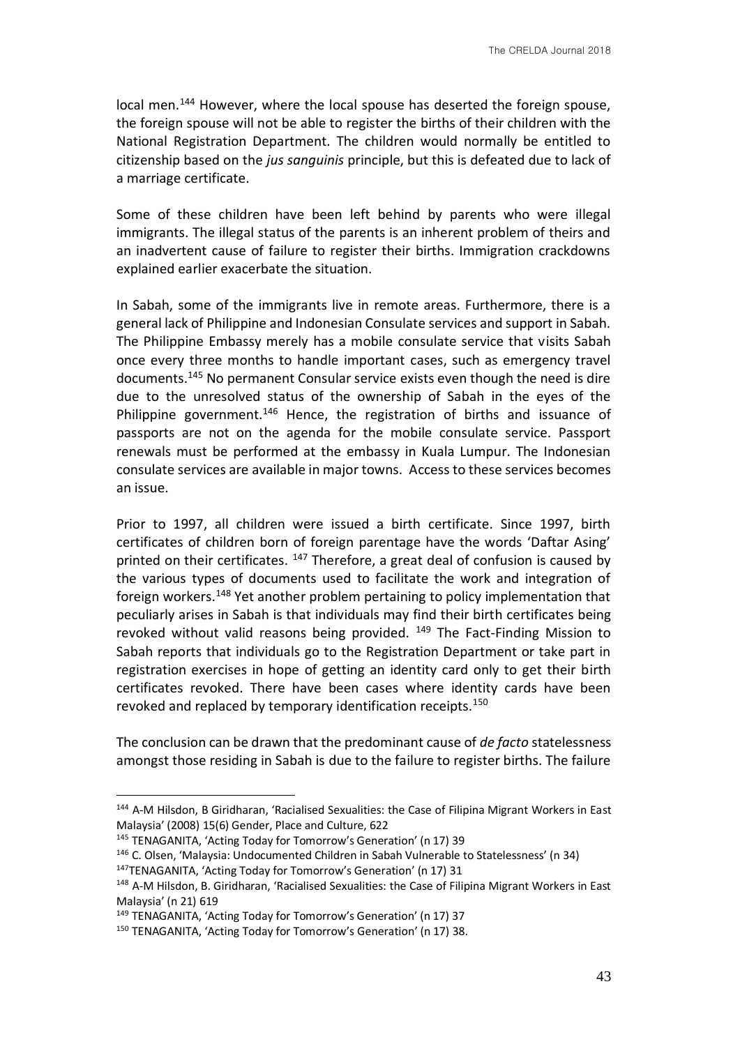local men.[144] However, where the local spouse has deserted the foreign spouse, the foreign spouse will not be able to register the births of their children with the National Registration Department. The children would normally be entitled to citizenship based on the *jus sanguinis* principle, but this is defeated due to lack of a marriage certificate.

Some of these children have been left behind by parents who were illegal immigrants. The illegal status of the parents is an inherent problem of theirs and an inadvertent cause of failure to register their births. Immigration crackdowns explained earlier exacerbate the situation.

In Sabah, some of the immigrants live in remote areas. Furthermore, there is a general lack of Philippine and Indonesian Consulate services and support in Sabah. The Philippine Embassy merely has a mobile consulate service that visits Sabah once every three months to handle important cases, such as emergency travel documents.[145] No permanent Consular service exists even though the need is dire due to the unresolved status of the ownership of Sabah in the eyes of the Philippine government.[146] Hence, the registration of births and issuance of passports are not on the agenda for the mobile consulate service. Passport renewals must be performed at the embassy in Kuala Lumpur. The Indonesian consulate services are available in major towns. Access to these services becomes an issue.

Prior to 1997, all children were issued a birth certificate. Since 1997, birth certificates of children born of foreign parentage have the words 'Daftar Asing' printed on their certificates. [147] Therefore, a great deal of confusion is caused by the various types of documents used to facilitate the work and integration of foreign workers.[148] Yet another problem pertaining to policy implementation that peculiarly arises in Sabah is that individuals may find their birth certificates being revoked without valid reasons being provided. [149] The Fact-Finding Mission to Sabah reports that individuals go to the Registration Department or take part in registration exercises in hope of getting an identity card only to get their birth certificates revoked. There have been cases where identity cards have been revoked and replaced by temporary identification receipts.[150]

The conclusion can be drawn that the predominant cause of *de facto* statelessness amongst those residing in Sabah is due to the failure to register births. The failure

---

[144] A-M Hilsdon, B Giridharan, 'Racialised Sexualities: the Case of Filipina Migrant Workers in East Malaysia' (2008) 15(6) Gender, Place and Culture, 622

[145] TENAGANITA, 'Acting Today for Tomorrow's Generation' (n 17) 39

[146] C. Olsen, 'Malaysia: Undocumented Children in Sabah Vulnerable to Statelessness' (n 34)

[147] TENAGANITA, 'Acting Today for Tomorrow's Generation' (n 17) 31

[148] A-M Hilsdon, B. Giridharan, 'Racialised Sexualities: the Case of Filipina Migrant Workers in East Malaysia' (n 21) 619

[149] TENAGANITA, 'Acting Today for Tomorrow's Generation' (n 17) 37

[150] TENAGANITA, 'Acting Today for Tomorrow's Generation' (n 17) 38.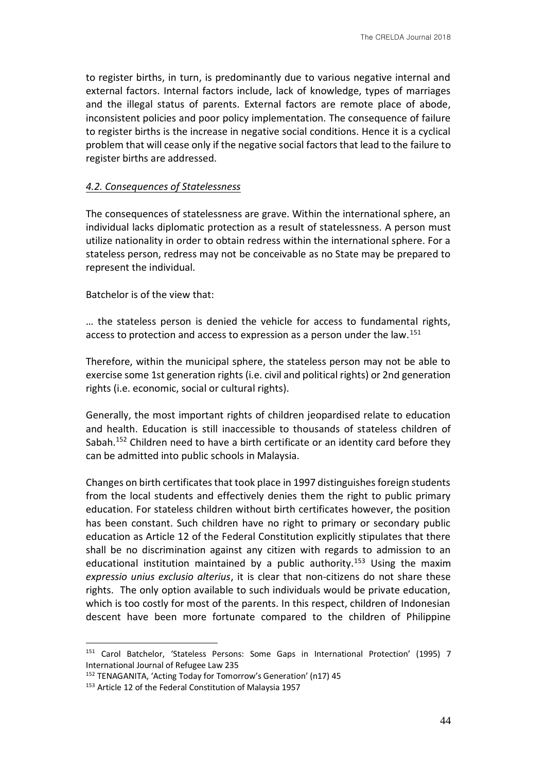to register births, in turn, is predominantly due to various negative internal and external factors. Internal factors include, lack of knowledge, types of marriages and the illegal status of parents. External factors are remote place of abode, inconsistent policies and poor policy implementation. The consequence of failure to register births is the increase in negative social conditions. Hence it is a cyclical problem that will cease only if the negative social factors that lead to the failure to register births are addressed.

### *4.2. Consequences of Statelessness*

The consequences of statelessness are grave. Within the international sphere, an individual lacks diplomatic protection as a result of statelessness. A person must utilize nationality in order to obtain redress within the international sphere. For a stateless person, redress may not be conceivable as no State may be prepared to represent the individual.

Batchelor is of the view that:

… the stateless person is denied the vehicle for access to fundamental rights, access to protection and access to expression as a person under the law.[151]

Therefore, within the municipal sphere, the stateless person may not be able to exercise some 1st generation rights (i.e. civil and political rights) or 2nd generation rights (i.e. economic, social or cultural rights).

Generally, the most important rights of children jeopardised relate to education and health. Education is still inaccessible to thousands of stateless children of Sabah.[152] Children need to have a birth certificate or an identity card before they can be admitted into public schools in Malaysia.

Changes on birth certificates that took place in 1997 distinguishes foreign students from the local students and effectively denies them the right to public primary education. For stateless children without birth certificates however, the position has been constant. Such children have no right to primary or secondary public education as Article 12 of the Federal Constitution explicitly stipulates that there shall be no discrimination against any citizen with regards to admission to an educational institution maintained by a public authority.[153] Using the maxim *expressio unius exclusio alterius*, it is clear that non-citizens do not share these rights. The only option available to such individuals would be private education, which is too costly for most of the parents. In this respect, children of Indonesian descent have been more fortunate compared to the children of Philippine

---

[151] Carol Batchelor, 'Stateless Persons: Some Gaps in International Protection' (1995) 7 International Journal of Refugee Law 235

[152] TENAGANITA, 'Acting Today for Tomorrow's Generation' (n17) 45

[153] Article 12 of the Federal Constitution of Malaysia 1957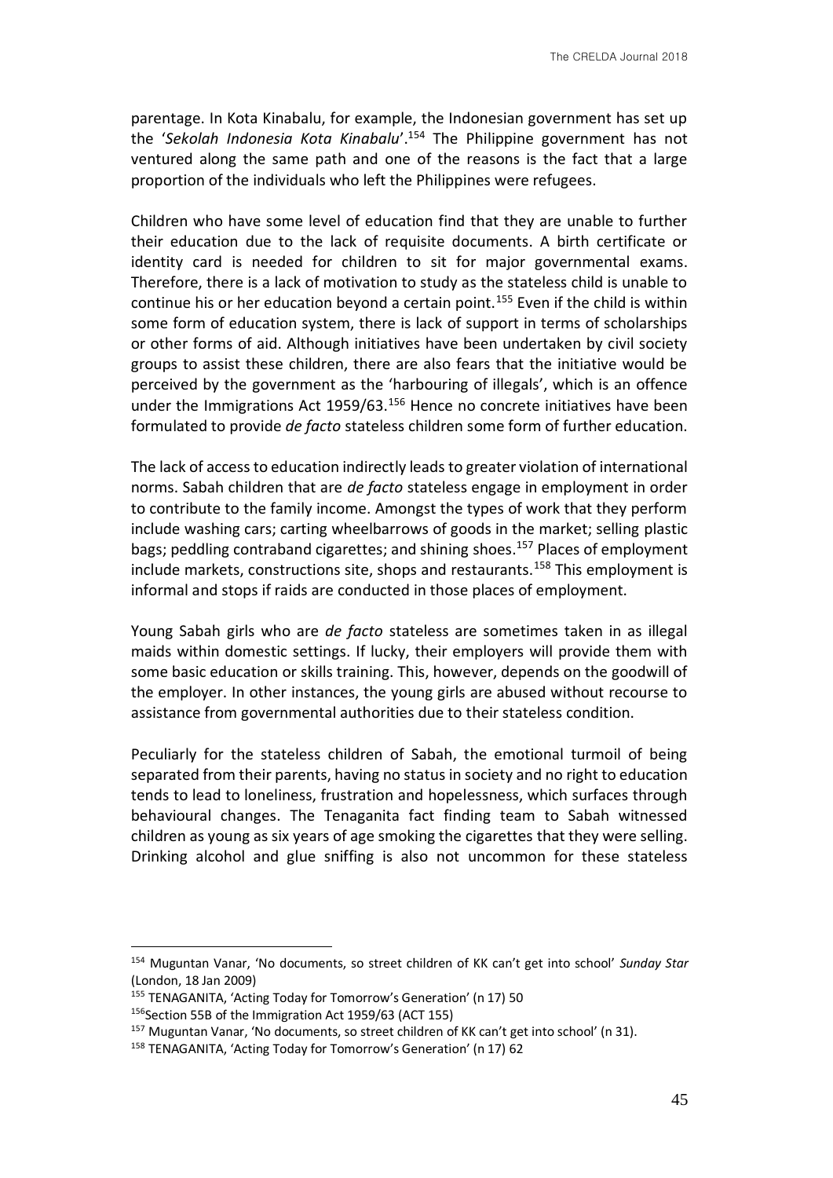parentage. In Kota Kinabalu, for example, the Indonesian government has set up the '*Sekolah Indonesia Kota Kinabalu*'.[154] The Philippine government has not ventured along the same path and one of the reasons is the fact that a large proportion of the individuals who left the Philippines were refugees.

Children who have some level of education find that they are unable to further their education due to the lack of requisite documents. A birth certificate or identity card is needed for children to sit for major governmental exams. Therefore, there is a lack of motivation to study as the stateless child is unable to continue his or her education beyond a certain point.[155] Even if the child is within some form of education system, there is lack of support in terms of scholarships or other forms of aid. Although initiatives have been undertaken by civil society groups to assist these children, there are also fears that the initiative would be perceived by the government as the 'harbouring of illegals', which is an offence under the Immigrations Act 1959/63.[156] Hence no concrete initiatives have been formulated to provide *de facto* stateless children some form of further education.

The lack of access to education indirectly leads to greater violation of international norms. Sabah children that are *de facto* stateless engage in employment in order to contribute to the family income. Amongst the types of work that they perform include washing cars; carting wheelbarrows of goods in the market; selling plastic bags; peddling contraband cigarettes; and shining shoes.[157] Places of employment include markets, constructions site, shops and restaurants.[158] This employment is informal and stops if raids are conducted in those places of employment.

Young Sabah girls who are *de facto* stateless are sometimes taken in as illegal maids within domestic settings. If lucky, their employers will provide them with some basic education or skills training. This, however, depends on the goodwill of the employer. In other instances, the young girls are abused without recourse to assistance from governmental authorities due to their stateless condition.

Peculiarly for the stateless children of Sabah, the emotional turmoil of being separated from their parents, having no status in society and no right to education tends to lead to loneliness, frustration and hopelessness, which surfaces through behavioural changes. The Tenaganita fact finding team to Sabah witnessed children as young as six years of age smoking the cigarettes that they were selling. Drinking alcohol and glue sniffing is also not uncommon for these stateless

---

[154] Muguntan Vanar, 'No documents, so street children of KK can't get into school' *Sunday Star* (London, 18 Jan 2009)

[155] TENAGANITA, 'Acting Today for Tomorrow's Generation' (n 17) 50

[156] Section 55B of the Immigration Act 1959/63 (ACT 155)

[157] Muguntan Vanar, 'No documents, so street children of KK can't get into school' (n 31).

[158] TENAGANITA, 'Acting Today for Tomorrow's Generation' (n 17) 62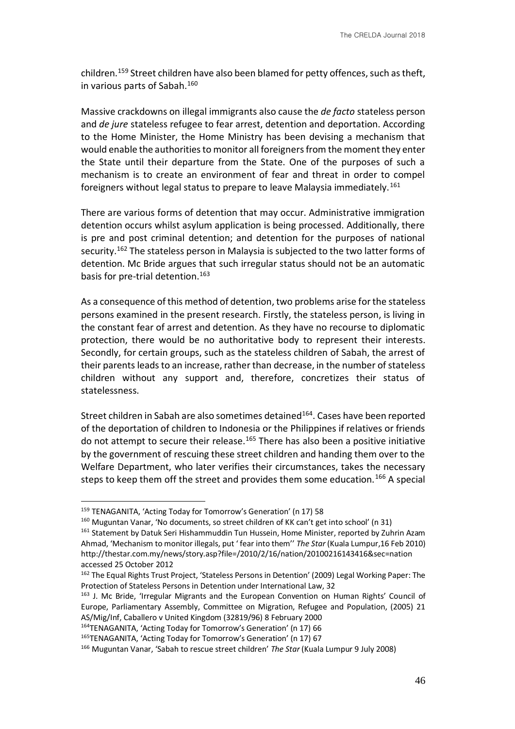children.[159] Street children have also been blamed for petty offences, such as theft, in various parts of Sabah.[160]

Massive crackdowns on illegal immigrants also cause the *de facto* stateless person and *de jure* stateless refugee to fear arrest, detention and deportation. According to the Home Minister, the Home Ministry has been devising a mechanism that would enable the authorities to monitor all foreigners from the moment they enter the State until their departure from the State. One of the purposes of such a mechanism is to create an environment of fear and threat in order to compel foreigners without legal status to prepare to leave Malaysia immediately.[161]

There are various forms of detention that may occur. Administrative immigration detention occurs whilst asylum application is being processed. Additionally, there is pre and post criminal detention; and detention for the purposes of national security.[162] The stateless person in Malaysia is subjected to the two latter forms of detention. Mc Bride argues that such irregular status should not be an automatic basis for pre-trial detention.[163]

As a consequence of this method of detention, two problems arise for the stateless persons examined in the present research. Firstly, the stateless person, is living in the constant fear of arrest and detention. As they have no recourse to diplomatic protection, there would be no authoritative body to represent their interests. Secondly, for certain groups, such as the stateless children of Sabah, the arrest of their parents leads to an increase, rather than decrease, in the number of stateless children without any support and, therefore, concretizes their status of statelessness.

Street children in Sabah are also sometimes detained[164]. Cases have been reported of the deportation of children to Indonesia or the Philippines if relatives or friends do not attempt to secure their release.[165] There has also been a positive initiative by the government of rescuing these street children and handing them over to the Welfare Department, who later verifies their circumstances, takes the necessary steps to keep them off the street and provides them some education.[166] A special

---

[159] TENAGANITA, 'Acting Today for Tomorrow's Generation' (n 17) 58

[160] Muguntan Vanar, 'No documents, so street children of KK can't get into school' (n 31)

[161] Statement by Datuk Seri Hishammuddin Tun Hussein, Home Minister, reported by Zuhrin Azam Ahmad, 'Mechanism to monitor illegals, put ' fear into them'' *The Star* (Kuala Lumpur,16 Feb 2010) http://thestar.com.my/news/story.asp?file=/2010/2/16/nation/20100216143416&sec=nation accessed 25 October 2012

[162] The Equal Rights Trust Project, 'Stateless Persons in Detention' (2009) Legal Working Paper: The Protection of Stateless Persons in Detention under International Law, 32

[163] J. Mc Bride, 'Irregular Migrants and the European Convention on Human Rights' Council of Europe, Parliamentary Assembly, Committee on Migration, Refugee and Population, (2005) 21 AS/Mig/Inf, Caballero v United Kingdom (32819/96) 8 February 2000

[164] TENAGANITA, 'Acting Today for Tomorrow's Generation' (n 17) 66

[165] TENAGANITA, 'Acting Today for Tomorrow's Generation' (n 17) 67

[166] Muguntan Vanar, 'Sabah to rescue street children' *The Star* (Kuala Lumpur 9 July 2008)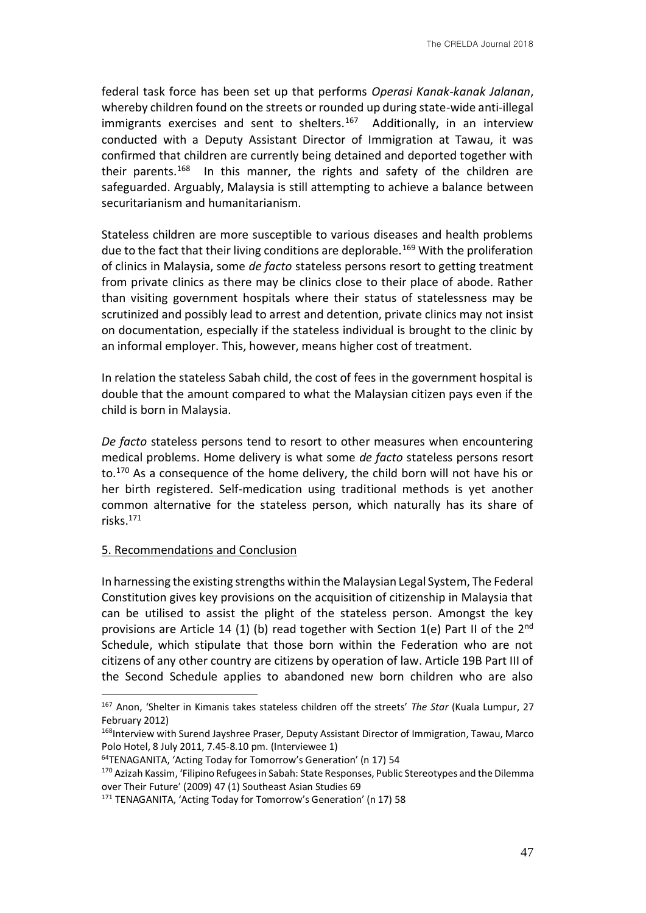federal task force has been set up that performs *Operasi Kanak-kanak Jalanan*, whereby children found on the streets or rounded up during state-wide anti-illegal immigrants exercises and sent to shelters.[167] Additionally, in an interview conducted with a Deputy Assistant Director of Immigration at Tawau, it was confirmed that children are currently being detained and deported together with their parents.[168] In this manner, the rights and safety of the children are safeguarded. Arguably, Malaysia is still attempting to achieve a balance between securitarianism and humanitarianism.

Stateless children are more susceptible to various diseases and health problems due to the fact that their living conditions are deplorable.[169] With the proliferation of clinics in Malaysia, some *de facto* stateless persons resort to getting treatment from private clinics as there may be clinics close to their place of abode. Rather than visiting government hospitals where their status of statelessness may be scrutinized and possibly lead to arrest and detention, private clinics may not insist on documentation, especially if the stateless individual is brought to the clinic by an informal employer. This, however, means higher cost of treatment.

In relation the stateless Sabah child, the cost of fees in the government hospital is double that the amount compared to what the Malaysian citizen pays even if the child is born in Malaysia.

*De facto* stateless persons tend to resort to other measures when encountering medical problems. Home delivery is what some *de facto* stateless persons resort to.[170] As a consequence of the home delivery, the child born will not have his or her birth registered. Self-medication using traditional methods is yet another common alternative for the stateless person, which naturally has its share of risks.[171]

## 5. Recommendations and Conclusion

In harnessing the existing strengths within the Malaysian Legal System, The Federal Constitution gives key provisions on the acquisition of citizenship in Malaysia that can be utilised to assist the plight of the stateless person. Amongst the key provisions are Article 14 (1) (b) read together with Section 1(e) Part II of the 2nd Schedule, which stipulate that those born within the Federation who are not citizens of any other country are citizens by operation of law. Article 19B Part III of the Second Schedule applies to abandoned new born children who are also

---

[167] Anon, 'Shelter in Kimanis takes stateless children off the streets' *The Star* (Kuala Lumpur, 27 February 2012)

[168] Interview with Surend Jayshree Praser, Deputy Assistant Director of Immigration, Tawau, Marco Polo Hotel, 8 July 2011, 7.45-8.10 pm. (Interviewee 1)

[64] TENAGANITA, 'Acting Today for Tomorrow's Generation' (n 17) 54

[170] Azizah Kassim, 'Filipino Refugees in Sabah: State Responses, Public Stereotypes and the Dilemma over Their Future' (2009) 47 (1) Southeast Asian Studies 69

[171] TENAGANITA, 'Acting Today for Tomorrow's Generation' (n 17) 58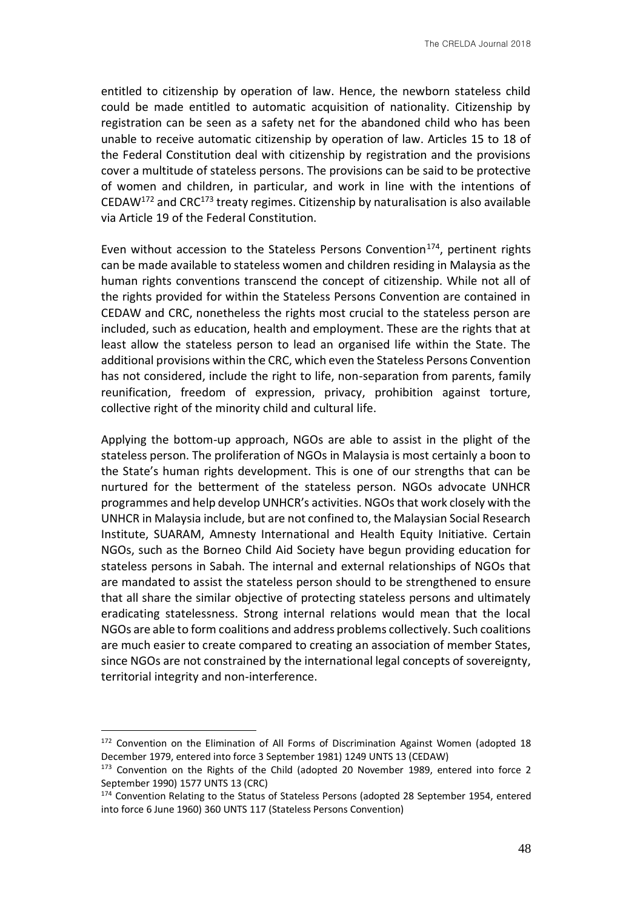entitled to citizenship by operation of law. Hence, the newborn stateless child could be made entitled to automatic acquisition of nationality. Citizenship by registration can be seen as a safety net for the abandoned child who has been unable to receive automatic citizenship by operation of law. Articles 15 to 18 of the Federal Constitution deal with citizenship by registration and the provisions cover a multitude of stateless persons. The provisions can be said to be protective of women and children, in particular, and work in line with the intentions of CEDAW[172] and CRC[173] treaty regimes. Citizenship by naturalisation is also available via Article 19 of the Federal Constitution.

Even without accession to the Stateless Persons Convention[174], pertinent rights can be made available to stateless women and children residing in Malaysia as the human rights conventions transcend the concept of citizenship. While not all of the rights provided for within the Stateless Persons Convention are contained in CEDAW and CRC, nonetheless the rights most crucial to the stateless person are included, such as education, health and employment. These are the rights that at least allow the stateless person to lead an organised life within the State. The additional provisions within the CRC, which even the Stateless Persons Convention has not considered, include the right to life, non-separation from parents, family reunification, freedom of expression, privacy, prohibition against torture, collective right of the minority child and cultural life.

Applying the bottom-up approach, NGOs are able to assist in the plight of the stateless person. The proliferation of NGOs in Malaysia is most certainly a boon to the State's human rights development. This is one of our strengths that can be nurtured for the betterment of the stateless person. NGOs advocate UNHCR programmes and help develop UNHCR's activities. NGOs that work closely with the UNHCR in Malaysia include, but are not confined to, the Malaysian Social Research Institute, SUARAM, Amnesty International and Health Equity Initiative. Certain NGOs, such as the Borneo Child Aid Society have begun providing education for stateless persons in Sabah. The internal and external relationships of NGOs that are mandated to assist the stateless person should to be strengthened to ensure that all share the similar objective of protecting stateless persons and ultimately eradicating statelessness. Strong internal relations would mean that the local NGOs are able to form coalitions and address problems collectively. Such coalitions are much easier to create compared to creating an association of member States, since NGOs are not constrained by the international legal concepts of sovereignty, territorial integrity and non-interference.

---

[172] Convention on the Elimination of All Forms of Discrimination Against Women (adopted 18 December 1979, entered into force 3 September 1981) 1249 UNTS 13 (CEDAW)

[173] Convention on the Rights of the Child (adopted 20 November 1989, entered into force 2 September 1990) 1577 UNTS 13 (CRC)

[174] Convention Relating to the Status of Stateless Persons (adopted 28 September 1954, entered into force 6 June 1960) 360 UNTS 117 (Stateless Persons Convention)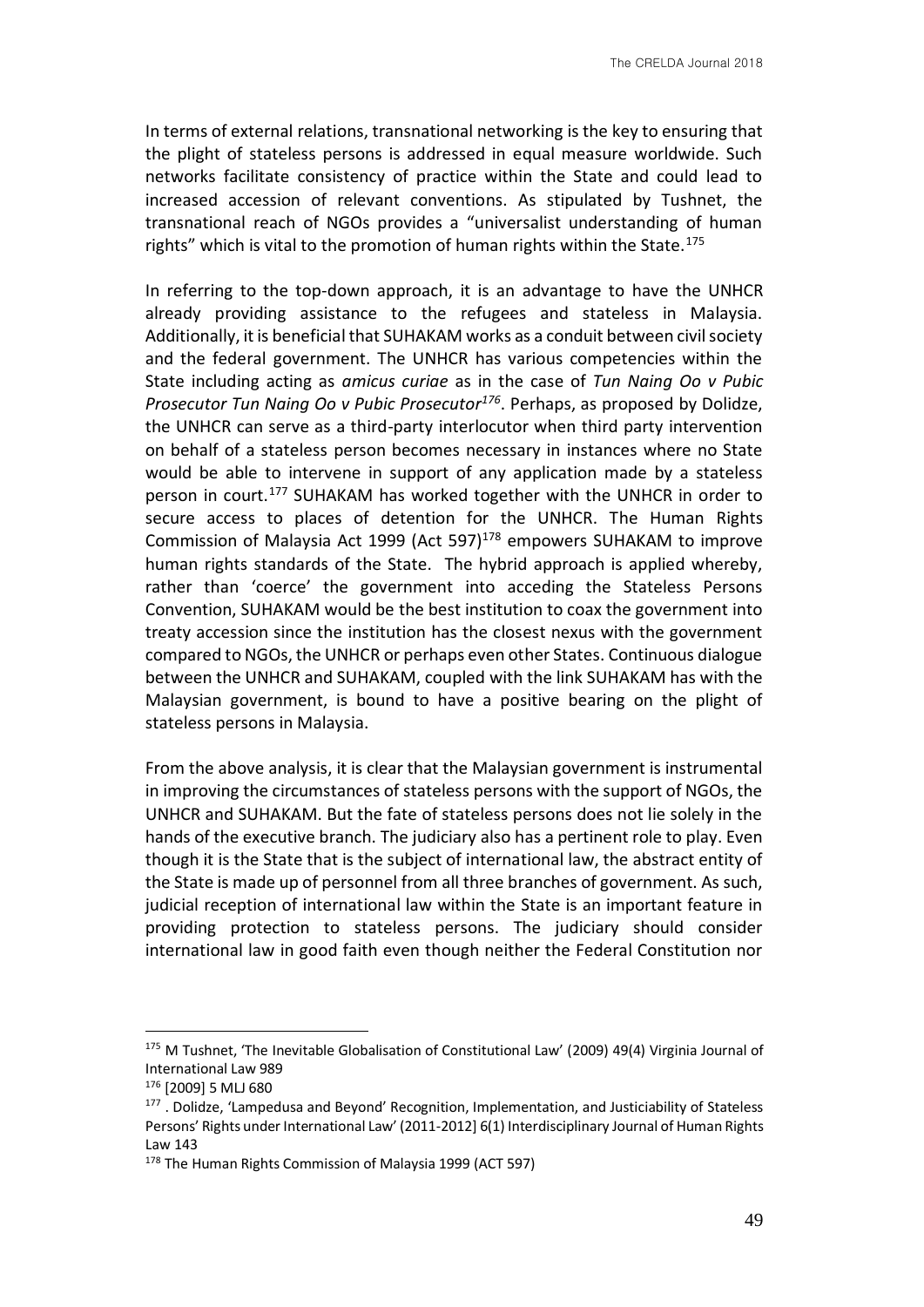In terms of external relations, transnational networking is the key to ensuring that the plight of stateless persons is addressed in equal measure worldwide. Such networks facilitate consistency of practice within the State and could lead to increased accession of relevant conventions. As stipulated by Tushnet, the transnational reach of NGOs provides a "universalist understanding of human rights" which is vital to the promotion of human rights within the State.[175]

In referring to the top-down approach, it is an advantage to have the UNHCR already providing assistance to the refugees and stateless in Malaysia. Additionally, it is beneficial that SUHAKAM works as a conduit between civil society and the federal government. The UNHCR has various competencies within the State including acting as *amicus curiae* as in the case of *Tun Naing Oo v Pubic Prosecutor Tun Naing Oo v Pubic Prosecutor*[176]. Perhaps, as proposed by Dolidze, the UNHCR can serve as a third-party interlocutor when third party intervention on behalf of a stateless person becomes necessary in instances where no State would be able to intervene in support of any application made by a stateless person in court.[177] SUHAKAM has worked together with the UNHCR in order to secure access to places of detention for the UNHCR. The Human Rights Commission of Malaysia Act 1999 (Act 597)[178] empowers SUHAKAM to improve human rights standards of the State. The hybrid approach is applied whereby, rather than 'coerce' the government into acceding the Stateless Persons Convention, SUHAKAM would be the best institution to coax the government into treaty accession since the institution has the closest nexus with the government compared to NGOs, the UNHCR or perhaps even other States. Continuous dialogue between the UNHCR and SUHAKAM, coupled with the link SUHAKAM has with the Malaysian government, is bound to have a positive bearing on the plight of stateless persons in Malaysia.

From the above analysis, it is clear that the Malaysian government is instrumental in improving the circumstances of stateless persons with the support of NGOs, the UNHCR and SUHAKAM. But the fate of stateless persons does not lie solely in the hands of the executive branch. The judiciary also has a pertinent role to play. Even though it is the State that is the subject of international law, the abstract entity of the State is made up of personnel from all three branches of government. As such, judicial reception of international law within the State is an important feature in providing protection to stateless persons. The judiciary should consider international law in good faith even though neither the Federal Constitution nor

---

[175] M Tushnet, 'The Inevitable Globalisation of Constitutional Law' (2009) 49(4) Virginia Journal of International Law 989

[176] [2009] 5 MLJ 680

[177] . Dolidze, 'Lampedusa and Beyond' Recognition, Implementation, and Justiciability of Stateless Persons' Rights under International Law' (2011-2012] 6(1) Interdisciplinary Journal of Human Rights Law 143

[178] The Human Rights Commission of Malaysia 1999 (ACT 597)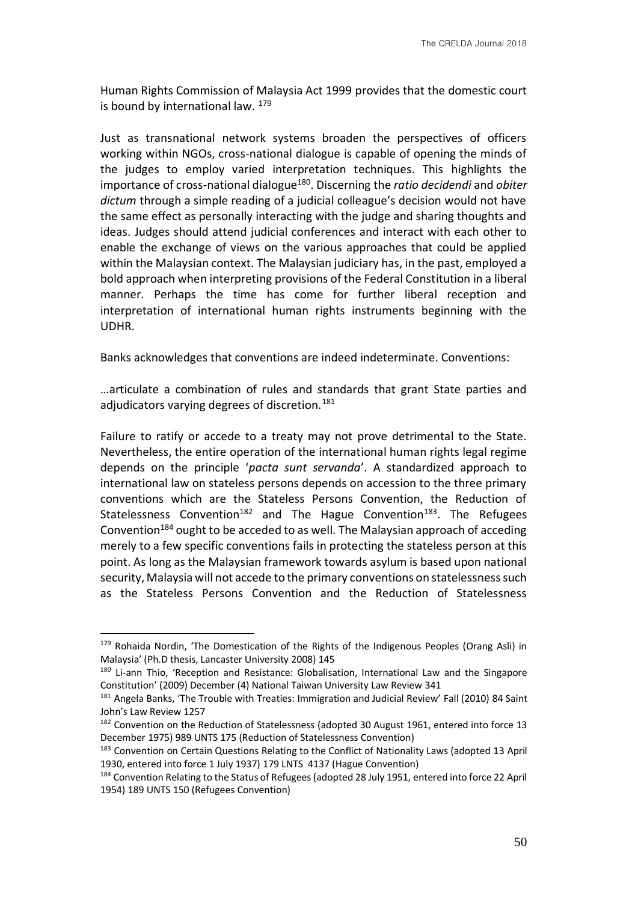Human Rights Commission of Malaysia Act 1999 provides that the domestic court is bound by international law. [179]

Just as transnational network systems broaden the perspectives of officers working within NGOs, cross-national dialogue is capable of opening the minds of the judges to employ varied interpretation techniques. This highlights the importance of cross-national dialogue[180]. Discerning the *ratio decidendi* and *obiter dictum* through a simple reading of a judicial colleague's decision would not have the same effect as personally interacting with the judge and sharing thoughts and ideas. Judges should attend judicial conferences and interact with each other to enable the exchange of views on the various approaches that could be applied within the Malaysian context. The Malaysian judiciary has, in the past, employed a bold approach when interpreting provisions of the Federal Constitution in a liberal manner. Perhaps the time has come for further liberal reception and interpretation of international human rights instruments beginning with the UDHR.

Banks acknowledges that conventions are indeed indeterminate. Conventions:

…articulate a combination of rules and standards that grant State parties and adjudicators varying degrees of discretion.[181]

Failure to ratify or accede to a treaty may not prove detrimental to the State. Nevertheless, the entire operation of the international human rights legal regime depends on the principle '*pacta sunt servanda*'. A standardized approach to international law on stateless persons depends on accession to the three primary conventions which are the Stateless Persons Convention, the Reduction of Statelessness Convention[182] and The Hague Convention[183]. The Refugees Convention[184] ought to be acceded to as well. The Malaysian approach of acceding merely to a few specific conventions fails in protecting the stateless person at this point. As long as the Malaysian framework towards asylum is based upon national security, Malaysia will not accede to the primary conventions on statelessness such as the Stateless Persons Convention and the Reduction of Statelessness

---

[179] Rohaida Nordin, 'The Domestication of the Rights of the Indigenous Peoples (Orang Asli) in Malaysia' (Ph.D thesis, Lancaster University 2008) 145

[180] Li-ann Thio, 'Reception and Resistance: Globalisation, International Law and the Singapore Constitution' (2009) December (4) National Taiwan University Law Review 341

[181] Angela Banks, 'The Trouble with Treaties: Immigration and Judicial Review' Fall (2010) 84 Saint John's Law Review 1257

[182] Convention on the Reduction of Statelessness (adopted 30 August 1961, entered into force 13 December 1975) 989 UNTS 175 (Reduction of Statelessness Convention)

[183] Convention on Certain Questions Relating to the Conflict of Nationality Laws (adopted 13 April 1930, entered into force 1 July 1937) 179 LNTS 4137 (Hague Convention)

[184] Convention Relating to the Status of Refugees (adopted 28 July 1951, entered into force 22 April 1954) 189 UNTS 150 (Refugees Convention)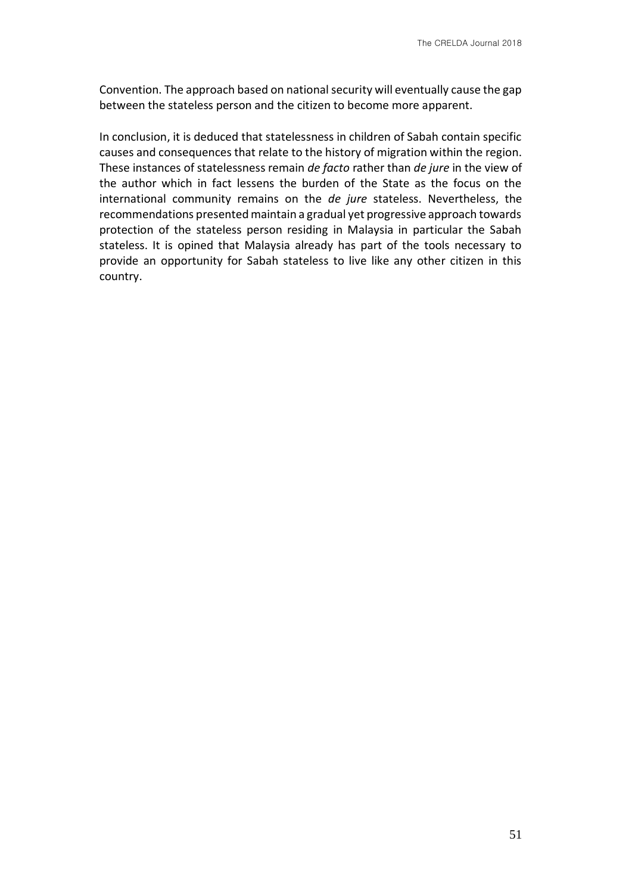Convention. The approach based on national security will eventually cause the gap between the stateless person and the citizen to become more apparent.

In conclusion, it is deduced that statelessness in children of Sabah contain specific causes and consequences that relate to the history of migration within the region. These instances of statelessness remain *de facto* rather than *de jure* in the view of the author which in fact lessens the burden of the State as the focus on the international community remains on the *de jure* stateless. Nevertheless, the recommendations presented maintain a gradual yet progressive approach towards protection of the stateless person residing in Malaysia in particular the Sabah stateless. It is opined that Malaysia already has part of the tools necessary to provide an opportunity for Sabah stateless to live like any other citizen in this country.